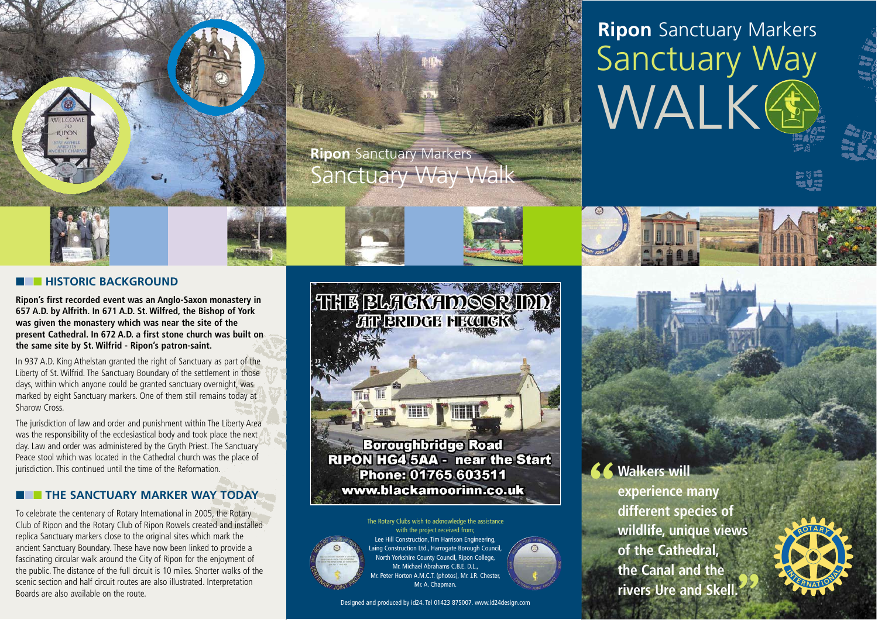# Ripon Sanctuary Markers Sanctuary Way WALK

## HISTORIC BACKGROUND

**Ripon's first recorded event was an Anglo-Saxon monastery in 657 A.D. by Alfrith. In 671 A.D. St. Wilfred, the Bishop of York was given the monastery which was near the site of the present Cathedral. In 672 A.D. a first stone church was built on the same site by St. Wilfrid - Ripon's patron-saint.**

In 937 A.D. King Athelstan granted the right of Sanctuary as part of the Liberty of St. Wilfrid. The Sanctuary Boundary of the settlement in those days, within which anyone could be granted sanctuary overnight, was marked by eight Sanctuary markers. One of them still remains today at Sharow Cross.

The jurisdiction of law and order and punishment within The Liberty Area was the responsibility of the ecclesiastical body and took place the next day. Law and order was administered by the Gryth Priest. The Sanctuary Peace stool which was located in the Cathedral church was the place of jurisdiction. This continued until the time of the Reformation.

## THE SANCTUARY MARKER WAY TODAY

To celebrate the centenary of Rotary International in 2005, the Rotary Club of Ripon and the Rotary Club of Ripon Rowels created and installed replica Sanctuary markers close to the original sites which mark the ancient Sanctuary Boundary. These have now been linked to provide a fascinating circular walk around the City of Ripon for the enjoyment of the public. The distance of the full circuit is 10 miles. Shorter walks of the scenic section and half circuit routes are also illustrated. Interpretation Boards are also available on the route.

**THE BLACKAMOOR INN AT BRIDGE HEWICK**

**Boroughbridge Road**
**RIPON HG4 5AA - near the Start**
**Phone: 01765 603511**
**www.blackamoorinn.co.uk**

The Rotary Clubs wish to acknowledge the assistance with the project received from;
Lee Hill Construction, Tim Harrison Engineering, Laing Construction Ltd., Harrogate Borough Council, North Yorkshire County Council, Ripon College, Mr. Michael Abrahams C.B.E. D.L., Mr. Peter Horton A.M.C.T. (photos), Mr. J.R. Chester, Mr. A. Chapman.

Designed and produced by id24. Tel 01423 875007. www.id24design.com

**"Walkers will experience many different species of wildlife, unique views of the Cathedral, the Canal and the rivers Ure and Skell."**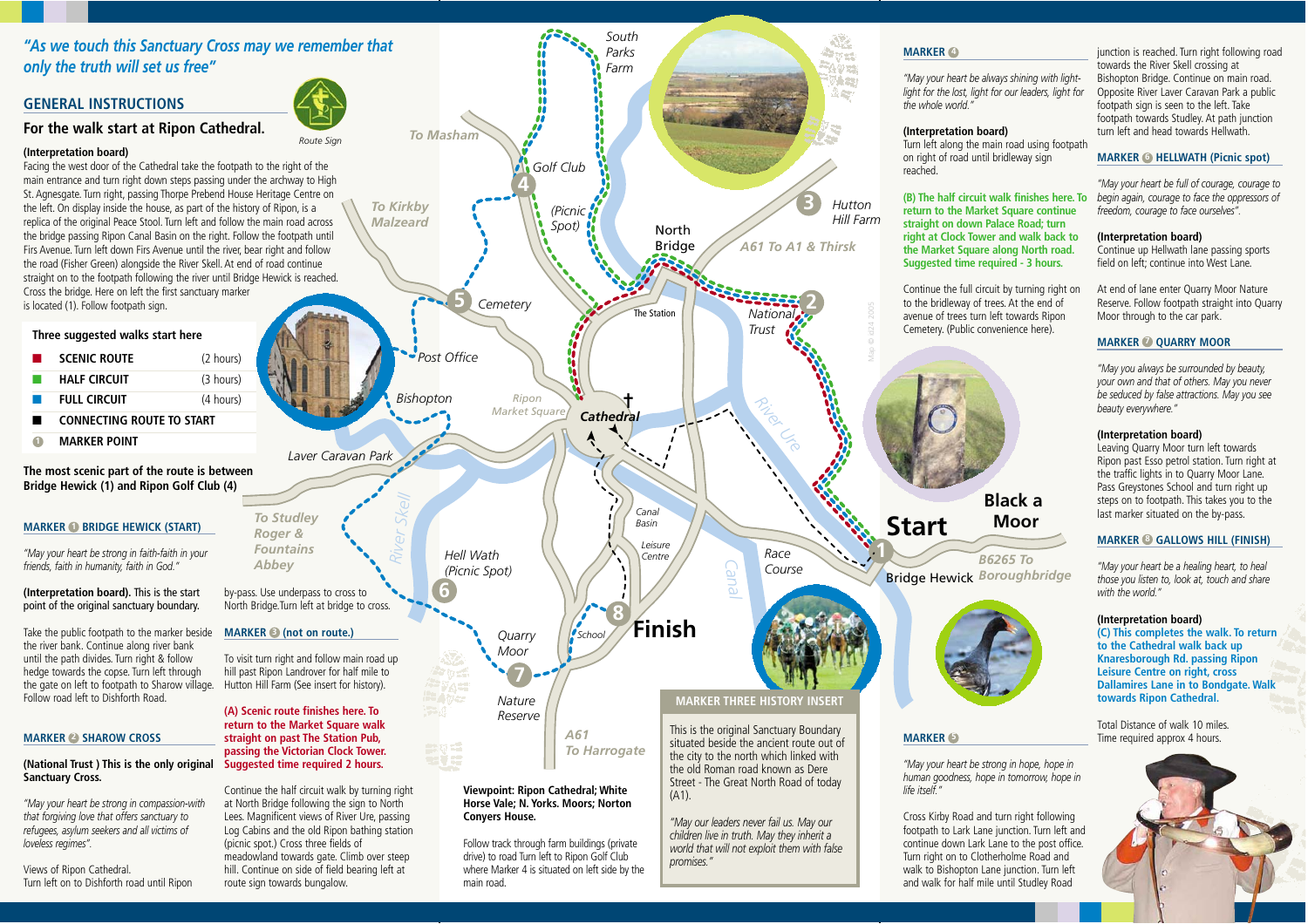*"As we touch this Sanctuary Cross may we remember that only the truth will set us free"*

## GENERAL INSTRUCTIONS

### For the walk start at Ripon Cathedral.

Route Sign

**(Interpretation board)**

Facing the west door of the Cathedral take the footpath to the right of the main entrance and turn right down steps passing under the archway to High St. Agnesgate. Turn right, passing Thorpe Prebend House Heritage Centre on the left. On display inside the house, as part of the history of Ripon, is a replica of the original Peace Stool. Turn left and follow the main road across the bridge passing Ripon Canal Basin on the right. Follow the footpath until Firs Avenue. Turn left down Firs Avenue until the river, bear right and follow the road (Fisher Green) alongside the River Skell. At end of road continue straight on to the footpath following the river until Bridge Hewick is reached. Cross the bridge. Here on left the first sanctuary marker is located (1). Follow footpath sign.

Three suggested walks start here

| | | |
|---|---|---|
| ■ | SCENIC ROUTE | (2 hours) |
| ■ | HALF CIRCUIT | (3 hours) |
| ■ | FULL CIRCUIT | (4 hours) |
| ■ | CONNECTING ROUTE TO START | |
| 1 | MARKER POINT | |

**The most scenic part of the route is between Bridge Hewick (1) and Ripon Golf Club (4)**

#### MARKER 1 BRIDGE HEWICK (START)

*"May your heart be strong in faith-faith in your friends, faith in humanity, faith in God."*

**(Interpretation board).** This is the start point of the original sanctuary boundary.

Take the public footpath to the marker beside the river bank. Continue along river bank until the path divides. Turn right & follow hedge towards the copse. Turn left through the gate on left to footpath to Sharow village. Follow road left to Dishforth Road.

#### MARKER 2 SHAROW CROSS

**(National Trust ) This is the only original Sanctuary Cross.**

*"May your heart be strong in compassion-with that forgiving love that offers sanctuary to refugees, asylum seekers and all victims of loveless regimes".*

Views of Ripon Cathedral.
Turn left on to Dishforth road until Ripon by-pass. Use underpass to cross to North Bridge.Turn left at bridge to cross.

#### MARKER 3 (not on route.)

To visit turn right and follow main road up hill past Ripon Landrover for half mile to Hutton Hill Farm (See insert for history).

**(A) Scenic route finishes here. To return to the Market Square walk straight on past The Station Pub, passing the Victorian Clock Tower. Suggested time required 2 hours.**

Continue the half circuit walk by turning right at North Bridge following the sign to North Lees. Magnificent views of River Ure, passing Log Cabins and the old Ripon bathing station (picnic spot.) Cross three fields of meadowland towards gate. Climb over steep hill. Continue on side of field bearing left at route sign towards bungalow.

South Parks Farm
Golf Club
(Picnic Spot)
To Masham
To Kirkby Malzeard
4
Hutton Hill Farm
3
North Bridge
A61 To A1 & Thirsk
5
Cemetery
The Station
National Trust
2
Post Office
Bishopton
Ripon Market Square
Cathedral
River Ure
Laver Caravan Park
River Skell
To Studley Roger & Fountains Abbey
Hell Wath (Picnic Spot)
6
Canal Basin
Leisure Centre
Canal
Race Course
Start
1
Black a Moor
Bridge Hewick
B6265 To Boroughbridge
8
Finish
School
Quarry Moor
7
Nature Reserve
A61 To Harrogate
Map © 624 2005

**Viewpoint: Ripon Cathedral; White Horse Vale; N. Yorks. Moors; Norton Conyers House.**

Follow track through farm buildings (private drive) to road Turn left to Ripon Golf Club where Marker 4 is situated on left side by the main road.

#### MARKER THREE HISTORY INSERT

This is the original Sanctuary Boundary situated beside the ancient route out of the city to the north which linked with the old Roman road known as Dere Street - The Great North Road of today (A1).

*"May our leaders never fail us. May our children live in truth. May they inherit a world that will not exploit them with false promises."*

#### MARKER 4

*"May your heart be always shining with light-light for the lost, light for our leaders, light for the whole world."*

**(Interpretation board)**
Turn left along the main road using footpath on right of road until bridleway sign reached.

**(B) The half circuit walk finishes here. To return to the Market Square continue straight on down Palace Road; turn right at Clock Tower and walk back to the Market Square along North road. Suggested time required - 3 hours.**

Continue the full circuit by turning right on to the bridleway of trees. At the end of avenue of trees turn left towards Ripon Cemetery. (Public convenience here).

#### MARKER 5

*"May your heart be strong in hope, hope in human goodness, hope in tomorrow, hope in life itself."*

Cross Kirby Road and turn right following footpath to Lark Lane junction. Turn left and continue down Lark Lane to the post office. Turn right on to Clotherholme Road and walk to Bishopton Lane junction. Turn left and walk for half mile until Studley Road junction is reached. Turn right following road towards the River Skell crossing at Bishopton Bridge. Continue on main road. Opposite River Laver Caravan Park a public footpath sign is seen to the left. Take footpath towards Studley. At path junction turn left and head towards Hellwath.

#### MARKER 6 HELLWATH (Picnic spot)

*"May your heart be full of courage, courage to begin again, courage to face the oppressors of freedom, courage to face ourselves".*

**(Interpretation board)**
Continue up Hellwath lane passing sports field on left; continue into West Lane.

At end of lane enter Quarry Moor Nature Reserve. Follow footpath straight into Quarry Moor through to the car park.

#### MARKER 7 QUARRY MOOR

*"May you always be surrounded by beauty, your own and that of others. May you never be seduced by false attractions. May you see beauty everywhere."*

**(Interpretation board)**
Leaving Quarry Moor turn left towards Ripon past Esso petrol station. Turn right at the traffic lights in to Quarry Moor Lane. Pass Greystones School and turn right up steps on to footpath. This takes you to the last marker situated on the by-pass.

#### MARKER 8 GALLOWS HILL (FINISH)

*"May your heart be a healing heart, to heal those you listen to, look at, touch and share with the world."*

**(Interpretation board)**
**(C) This completes the walk. To return to the Cathedral walk back up Knaresborough Rd. passing Ripon Leisure Centre on right, cross Dallamires Lane in to Bondgate. Walk towards Ripon Cathedral.**

Total Distance of walk 10 miles.
Time required approx 4 hours.